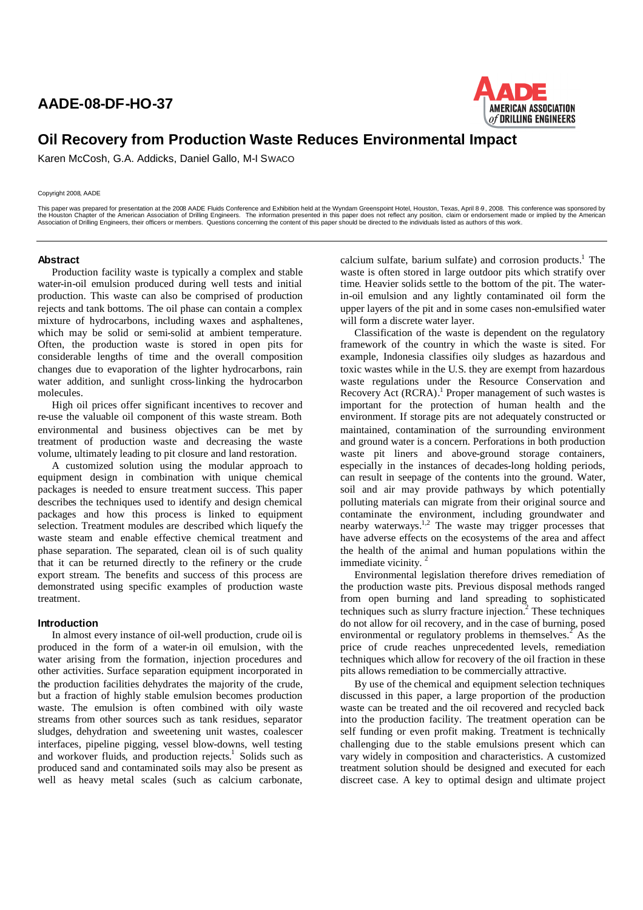# AADE-08-DF-HO-37

## Oil Recovery from Production Waste Reduces Environmental Impact

Karen McCosh, G.A. Addicks, Daniel Gallo, M-I SWACO

Copyright 2008, AADE

This paper was prepared for presentation at the 2008 AADE Fluids Conference and Exhibition held at the Wyndam Greenspoint Hotel, Houston, Texas, April 8-9, 2008. This conference was sponsored by the Houston Chapter of the American Association of Drilling Engineers. The information presented in this paper does not reflect any position, claim or endorsement made or implied by the American Association of Drilling Engineers, their officers or members. Questions concerning the content of this paper should be directed to the individuals listed as authors of this work.

### Abstract

Production facility waste is typically a complex and stable water-in-oil emulsion produced during well tests and initial production. This waste can also be comprised of production rejects and tank bottoms. The oil phase can contain a complex mixture of hydrocarbons, including waxes and asphaltenes, which may be solid or semi-solid at ambient temperature. Often, the production waste is stored in open pits for considerable lengths of time and the overall composition changes due to evaporation of the lighter hydrocarbons, rain water addition, and sunlight cross-linking the hydrocarbon molecules.

High oil prices offer significant incentives to recover and re-use the valuable oil component of this waste stream. Both environmental and business objectives can be met by treatment of production waste and decreasing the waste volume, ultimately leading to pit closure and land restoration.

A customized solution using the modular approach to equipment design in combination with unique chemical packages is needed to ensure treatment success. This paper describes the techniques used to identify and design chemical packages and how this process is linked to equipment selection. Treatment modules are described which liquefy the waste steam and enable effective chemical treatment and phase separation. The separated, clean oil is of such quality that it can be returned directly to the refinery or the crude export stream. The benefits and success of this process are demonstrated using specific examples of production waste treatment.

### Introduction

In almost every instance of oil-well production, crude oil is produced in the form of a water-in oil emulsion, with the water arising from the formation, injection procedures and other activities. Surface separation equipment incorporated in the production facilities dehydrates the majority of the crude, but a fraction of highly stable emulsion becomes production waste. The emulsion is often combined with oily waste streams from other sources such as tank residues, separator sludges, dehydration and sweetening unit wastes, coalescer interfaces, pipeline pigging, vessel blow-downs, well testing and workover fluids, and production rejects.[1] Solids such as produced sand and contaminated soils may also be present as well as heavy metal scales (such as calcium carbonate, calcium sulfate, barium sulfate) and corrosion products.[1] The waste is often stored in large outdoor pits which stratify over time. Heavier solids settle to the bottom of the pit. The water-in-oil emulsion and any lightly contaminated oil form the upper layers of the pit and in some cases non-emulsified water will form a discrete water layer.

Classification of the waste is dependent on the regulatory framework of the country in which the waste is sited. For example, Indonesia classifies oily sludges as hazardous and toxic wastes while in the U.S. they are exempt from hazardous waste regulations under the Resource Conservation and Recovery Act (RCRA).[1] Proper management of such wastes is important for the protection of human health and the environment. If storage pits are not adequately constructed or maintained, contamination of the surrounding environment and ground water is a concern. Perforations in both production waste pit liners and above-ground storage containers, especially in the instances of decades-long holding periods, can result in seepage of the contents into the ground. Water, soil and air may provide pathways by which potentially polluting materials can migrate from their original source and contaminate the environment, including groundwater and nearby waterways.[1,2] The waste may trigger processes that have adverse effects on the ecosystems of the area and affect the health of the animal and human populations within the immediate vicinity.[2]

Environmental legislation therefore drives remediation of the production waste pits. Previous disposal methods ranged from open burning and land spreading to sophisticated techniques such as slurry fracture injection.[2] These techniques do not allow for oil recovery, and in the case of burning, posed environmental or regulatory problems in themselves.[2] As the price of crude reaches unprecedented levels, remediation techniques which allow for recovery of the oil fraction in these pits allows remediation to be commercially attractive.

By use of the chemical and equipment selection techniques discussed in this paper, a large proportion of the production waste can be treated and the oil recovered and recycled back into the production facility. The treatment operation can be self funding or even profit making. Treatment is technically challenging due to the stable emulsions present which can vary widely in composition and characteristics. A customized treatment solution should be designed and executed for each discreet case. A key to optimal design and ultimate project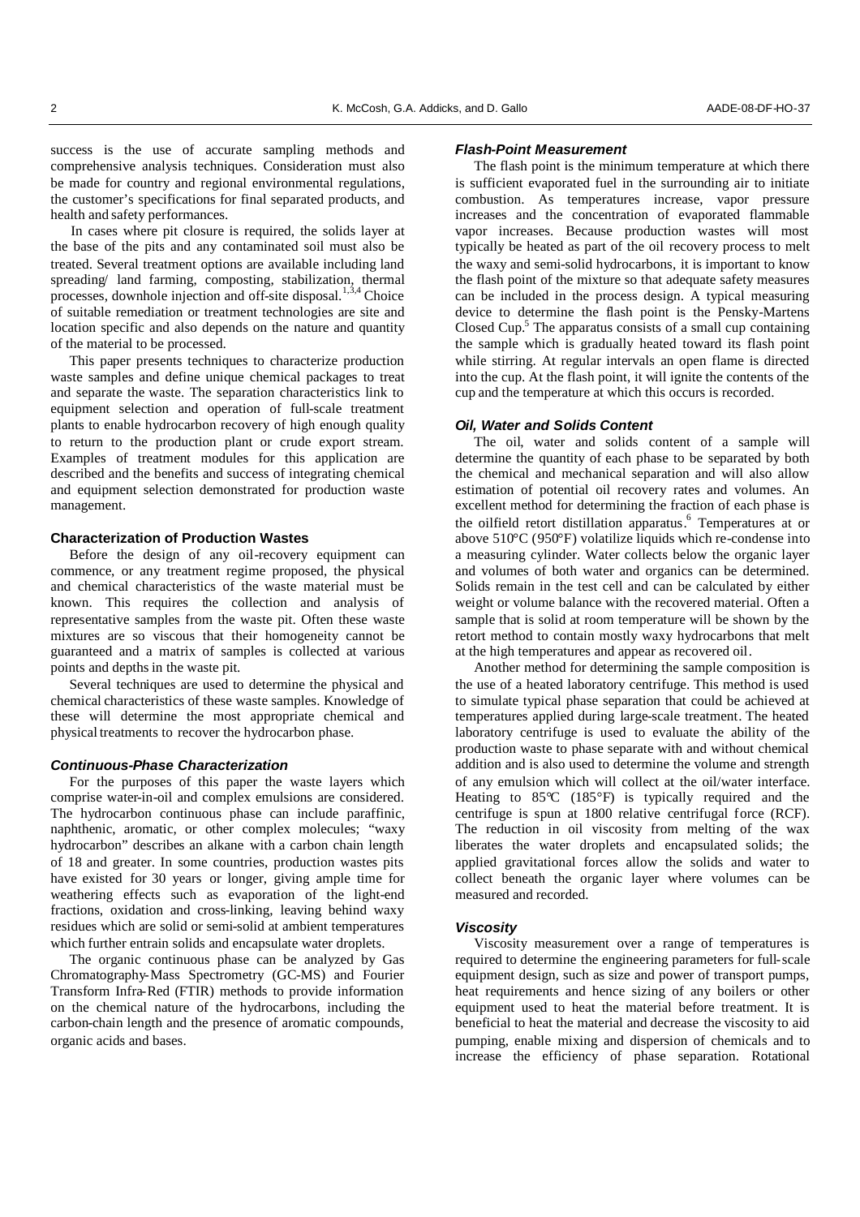success is the use of accurate sampling methods and comprehensive analysis techniques. Consideration must also be made for country and regional environmental regulations, the customer's specifications for final separated products, and health and safety performances.

In cases where pit closure is required, the solids layer at the base of the pits and any contaminated soil must also be treated. Several treatment options are available including land spreading/ land farming, composting, stabilization, thermal processes, downhole injection and off-site disposal.[1,3,4] Choice of suitable remediation or treatment technologies are site and location specific and also depends on the nature and quantity of the material to be processed.

This paper presents techniques to characterize production waste samples and define unique chemical packages to treat and separate the waste. The separation characteristics link to equipment selection and operation of full-scale treatment plants to enable hydrocarbon recovery of high enough quality to return to the production plant or crude export stream. Examples of treatment modules for this application are described and the benefits and success of integrating chemical and equipment selection demonstrated for production waste management.

## Characterization of Production Wastes

Before the design of any oil-recovery equipment can commence, or any treatment regime proposed, the physical and chemical characteristics of the waste material must be known. This requires the collection and analysis of representative samples from the waste pit. Often these waste mixtures are so viscous that their homogeneity cannot be guaranteed and a matrix of samples is collected at various points and depths in the waste pit.

Several techniques are used to determine the physical and chemical characteristics of these waste samples. Knowledge of these will determine the most appropriate chemical and physical treatments to recover the hydrocarbon phase.

### *Continuous-Phase Characterization*

For the purposes of this paper the waste layers which comprise water-in-oil and complex emulsions are considered. The hydrocarbon continuous phase can include paraffinic, naphthenic, aromatic, or other complex molecules; "waxy hydrocarbon" describes an alkane with a carbon chain length of 18 and greater. In some countries, production wastes pits have existed for 30 years or longer, giving ample time for weathering effects such as evaporation of the light-end fractions, oxidation and cross-linking, leaving behind waxy residues which are solid or semi-solid at ambient temperatures which further entrain solids and encapsulate water droplets.

The organic continuous phase can be analyzed by Gas Chromatography-Mass Spectrometry (GC-MS) and Fourier Transform Infra-Red (FTIR) methods to provide information on the chemical nature of the hydrocarbons, including the carbon-chain length and the presence of aromatic compounds, organic acids and bases.

### *Flash-Point Measurement*

The flash point is the minimum temperature at which there is sufficient evaporated fuel in the surrounding air to initiate combustion. As temperatures increase, vapor pressure increases and the concentration of evaporated flammable vapor increases. Because production wastes will most typically be heated as part of the oil recovery process to melt the waxy and semi-solid hydrocarbons, it is important to know the flash point of the mixture so that adequate safety measures can be included in the process design. A typical measuring device to determine the flash point is the Pensky-Martens Closed Cup.[5] The apparatus consists of a small cup containing the sample which is gradually heated toward its flash point while stirring. At regular intervals an open flame is directed into the cup. At the flash point, it will ignite the contents of the cup and the temperature at which this occurs is recorded.

### *Oil, Water and Solids Content*

The oil, water and solids content of a sample will determine the quantity of each phase to be separated by both the chemical and mechanical separation and will also allow estimation of potential oil recovery rates and volumes. An excellent method for determining the fraction of each phase is the oilfield retort distillation apparatus.[6] Temperatures at or above 510°C (950°F) volatilize liquids which re-condense into a measuring cylinder. Water collects below the organic layer and volumes of both water and organics can be determined. Solids remain in the test cell and can be calculated by either weight or volume balance with the recovered material. Often a sample that is solid at room temperature will be shown by the retort method to contain mostly waxy hydrocarbons that melt at the high temperatures and appear as recovered oil.

Another method for determining the sample composition is the use of a heated laboratory centrifuge. This method is used to simulate typical phase separation that could be achieved at temperatures applied during large-scale treatment. The heated laboratory centrifuge is used to evaluate the ability of the production waste to phase separate with and without chemical addition and is also used to determine the volume and strength of any emulsion which will collect at the oil/water interface. Heating to 85°C (185°F) is typically required and the centrifuge is spun at 1800 relative centrifugal force (RCF). The reduction in oil viscosity from melting of the wax liberates the water droplets and encapsulated solids; the applied gravitational forces allow the solids and water to collect beneath the organic layer where volumes can be measured and recorded.

### *Viscosity*

Viscosity measurement over a range of temperatures is required to determine the engineering parameters for full-scale equipment design, such as size and power of transport pumps, heat requirements and hence sizing of any boilers or other equipment used to heat the material before treatment. It is beneficial to heat the material and decrease the viscosity to aid pumping, enable mixing and dispersion of chemicals and to increase the efficiency of phase separation. Rotational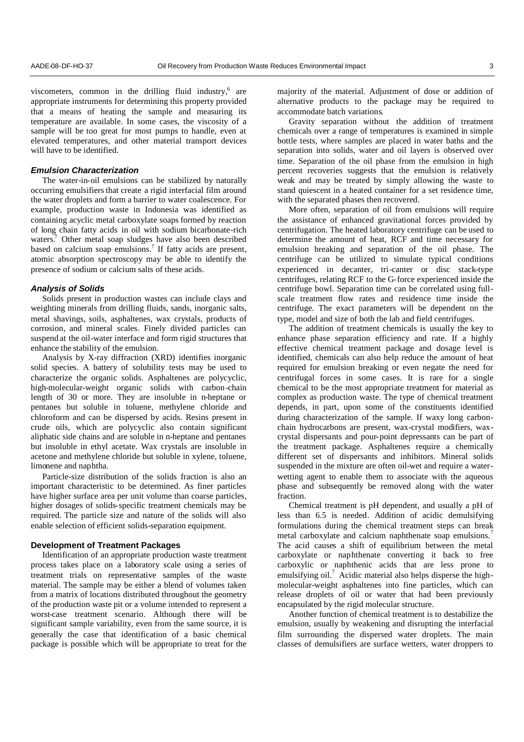viscometers, common in the drilling fluid industry,[6] are appropriate instruments for determining this property provided that a means of heating the sample and measuring its temperature are available. In some cases, the viscosity of a sample will be too great for most pumps to handle, even at elevated temperatures, and other material transport devices will have to be identified.

### *Emulsion Characterization*

The water-in-oil emulsions can be stabilized by naturally occurring emulsifiers that create a rigid interfacial film around the water droplets and form a barrier to water coalescence. For example, production waste in Indonesia was identified as containing acyclic metal carboxylate soaps formed by reaction of long chain fatty acids in oil with sodium bicarbonate-rich waters.[7] Other metal soap sludges have also been described based on calcium soap emulsions.[7] If fatty acids are present, atomic absorption spectroscopy may be able to identify the presence of sodium or calcium salts of these acids.

### *Analysis of Solids*

Solids present in production wastes can include clays and weighting minerals from drilling fluids, sands, inorganic salts, metal shavings, soils, asphaltenes, wax crystals, products of corrosion, and mineral scales. Finely divided particles can suspend at the oil-water interface and form rigid structures that enhance the stability of the emulsion.

Analysis by X-ray diffraction (XRD) identifies inorganic solid species. A battery of solubility tests may be used to characterize the organic solids. Asphaltenes are polycyclic, high-molecular-weight organic solids with carbon-chain length of 30 or more. They are insoluble in n-heptane or pentanes but soluble in toluene, methylene chloride and chloroform and can be dispersed by acids. Resins present in crude oils, which are polycyclic also contain significant aliphatic side chains and are soluble in n-heptane and pentanes but insoluble in ethyl acetate. Wax crystals are insoluble in acetone and methylene chloride but soluble in xylene, toluene, limonene and naphtha.

Particle-size distribution of the solids fraction is also an important characteristic to be determined. As finer particles have higher surface area per unit volume than coarse particles, higher dosages of solids-specific treatment chemicals may be required. The particle size and nature of the solids will also enable selection of efficient solids-separation equipment.

## Development of Treatment Packages

Identification of an appropriate production waste treatment process takes place on a laboratory scale using a series of treatment trials on representative samples of the waste material. The sample may be either a blend of volumes taken from a matrix of locations distributed throughout the geometry of the production waste pit or a volume intended to represent a worst-case treatment scenario. Although there will be significant sample variability, even from the same source, it is generally the case that identification of a basic chemical package is possible which will be appropriate to treat for the majority of the material. Adjustment of dose or addition of alternative products to the package may be required to accommodate batch variations.

Gravity separation without the addition of treatment chemicals over a range of temperatures is examined in simple bottle tests, where samples are placed in water baths and the separation into solids, water and oil layers is observed over time. Separation of the oil phase from the emulsion in high percent recoveries suggests that the emulsion is relatively weak and may be treated by simply allowing the waste to stand quiescent in a heated container for a set residence time, with the separated phases then recovered.

More often, separation of oil from emulsions will require the assistance of enhanced gravitational forces provided by centrifugation. The heated laboratory centrifuge can be used to determine the amount of heat, RCF and time necessary for emulsion breaking and separation of the oil phase. The centrifuge can be utilized to simulate typical conditions experienced in decanter, tri-canter or disc stack-type centrifuges, relating RCF to the G-force experienced inside the centrifuge bowl. Separation time can be correlated using full-scale treatment flow rates and residence time inside the centrifuge. The exact parameters will be dependent on the type, model and size of both the lab and field centrifuges.

The addition of treatment chemicals is usually the key to enhance phase separation efficiency and rate. If a highly effective chemical treatment package and dosage level is identified, chemicals can also help reduce the amount of heat required for emulsion breaking or even negate the need for centrifugal forces in some cases. It is rare for a single chemical to be the most appropriate treatment for material as complex as production waste. The type of chemical treatment depends, in part, upon some of the constituents identified during characterization of the sample. If waxy long carbon-chain hydrocarbons are present, wax-crystal modifiers, wax-crystal dispersants and pour-point depressants can be part of the treatment package. Asphaltenes require a chemically different set of dispersants and inhibitors. Mineral solids suspended in the mixture are often oil-wet and require a water-wetting agent to enable them to associate with the aqueous phase and subsequently be removed along with the water fraction.

Chemical treatment is pH dependent, and usually a pH of less than 6.5 is needed. Addition of acidic demulsifying formulations during the chemical treatment steps can break metal carboxylate and calcium naphthenate soap emulsions.[7] The acid causes a shift of equilibrium between the metal carboxylate or naphthenate converting it back to free carboxylic or naphthenic acids that are less prone to emulsifying oil.[7] Acidic material also helps disperse the high-molecular-weight asphaltenes into fine particles, which can release droplets of oil or water that had been previously encapsulated by the rigid molecular structure.

Another function of chemical treatment is to destabilize the emulsion, usually by weakening and disrupting the interfacial film surrounding the dispersed water droplets. The main classes of demulsifiers are surface wetters, water droppers to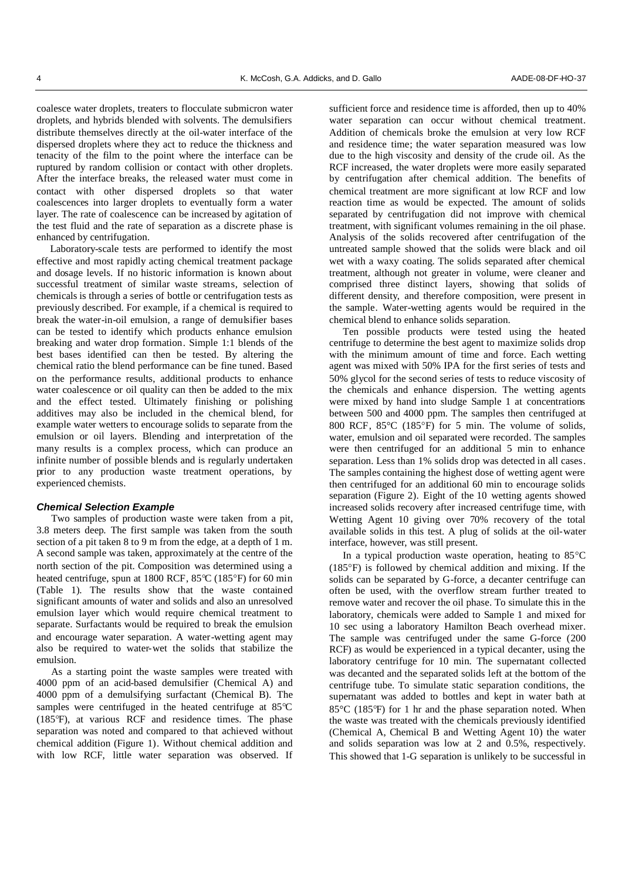coalesce water droplets, treaters to flocculate submicron water droplets, and hybrids blended with solvents. The demulsifiers distribute themselves directly at the oil-water interface of the dispersed droplets where they act to reduce the thickness and tenacity of the film to the point where the interface can be ruptured by random collision or contact with other droplets. After the interface breaks, the released water must come in contact with other dispersed droplets so that water coalescences into larger droplets to eventually form a water layer. The rate of coalescence can be increased by agitation of the test fluid and the rate of separation as a discrete phase is enhanced by centrifugation.

Laboratory-scale tests are performed to identify the most effective and most rapidly acting chemical treatment package and dosage levels. If no historic information is known about successful treatment of similar waste streams, selection of chemicals is through a series of bottle or centrifugation tests as previously described. For example, if a chemical is required to break the water-in-oil emulsion, a range of demulsifier bases can be tested to identify which products enhance emulsion breaking and water drop formation. Simple 1:1 blends of the best bases identified can then be tested. By altering the chemical ratio the blend performance can be fine tuned. Based on the performance results, additional products to enhance water coalescence or oil quality can then be added to the mix and the effect tested. Ultimately finishing or polishing additives may also be included in the chemical blend, for example water wetters to encourage solids to separate from the emulsion or oil layers. Blending and interpretation of the many results is a complex process, which can produce an infinite number of possible blends and is regularly undertaken prior to any production waste treatment operations, by experienced chemists.

### *Chemical Selection Example*

Two samples of production waste were taken from a pit, 3.8 meters deep. The first sample was taken from the south section of a pit taken 8 to 9 m from the edge, at a depth of 1 m. A second sample was taken, approximately at the centre of the north section of the pit. Composition was determined using a heated centrifuge, spun at 1800 RCF, 85°C (185°F) for 60 min (Table 1). The results show that the waste contained significant amounts of water and solids and also an unresolved emulsion layer which would require chemical treatment to separate. Surfactants would be required to break the emulsion and encourage water separation. A water-wetting agent may also be required to water-wet the solids that stabilize the emulsion.

As a starting point the waste samples were treated with 4000 ppm of an acid-based demulsifier (Chemical A) and 4000 ppm of a demulsifying surfactant (Chemical B). The samples were centrifuged in the heated centrifuge at 85°C (185°F), at various RCF and residence times. The phase separation was noted and compared to that achieved without chemical addition (Figure 1). Without chemical addition and with low RCF, little water separation was observed. If sufficient force and residence time is afforded, then up to 40% water separation can occur without chemical treatment. Addition of chemicals broke the emulsion at very low RCF and residence time; the water separation measured was low due to the high viscosity and density of the crude oil. As the RCF increased, the water droplets were more easily separated by centrifugation after chemical addition. The benefits of chemical treatment are more significant at low RCF and low reaction time as would be expected. The amount of solids separated by centrifugation did not improve with chemical treatment, with significant volumes remaining in the oil phase. Analysis of the solids recovered after centrifugation of the untreated sample showed that the solids were black and oil wet with a waxy coating. The solids separated after chemical treatment, although not greater in volume, were cleaner and comprised three distinct layers, showing that solids of different density, and therefore composition, were present in the sample. Water-wetting agents would be required in the chemical blend to enhance solids separation.

Ten possible products were tested using the heated centrifuge to determine the best agent to maximize solids drop with the minimum amount of time and force. Each wetting agent was mixed with 50% IPA for the first series of tests and 50% glycol for the second series of tests to reduce viscosity of the chemicals and enhance dispersion. The wetting agents were mixed by hand into sludge Sample 1 at concentrations between 500 and 4000 ppm. The samples then centrifuged at 800 RCF, 85°C (185°F) for 5 min. The volume of solids, water, emulsion and oil separated were recorded. The samples were then centrifuged for an additional 5 min to enhance separation. Less than 1% solids drop was detected in all cases. The samples containing the highest dose of wetting agent were then centrifuged for an additional 60 min to encourage solids separation (Figure 2). Eight of the 10 wetting agents showed increased solids recovery after increased centrifuge time, with Wetting Agent 10 giving over 70% recovery of the total available solids in this test. A plug of solids at the oil-water interface, however, was still present.

In a typical production waste operation, heating to 85°C (185°F) is followed by chemical addition and mixing. If the solids can be separated by G-force, a decanter centrifuge can often be used, with the overflow stream further treated to remove water and recover the oil phase. To simulate this in the laboratory, chemicals were added to Sample 1 and mixed for 10 sec using a laboratory Hamilton Beach overhead mixer. The sample was centrifuged under the same G-force (200 RCF) as would be experienced in a typical decanter, using the laboratory centrifuge for 10 min. The supernatant collected was decanted and the separated solids left at the bottom of the centrifuge tube. To simulate static separation conditions, the supernatant was added to bottles and kept in water bath at 85°C (185°F) for 1 hr and the phase separation noted. When the waste was treated with the chemicals previously identified (Chemical A, Chemical B and Wetting Agent 10) the water and solids separation was low at 2 and 0.5%, respectively. This showed that 1-G separation is unlikely to be successful in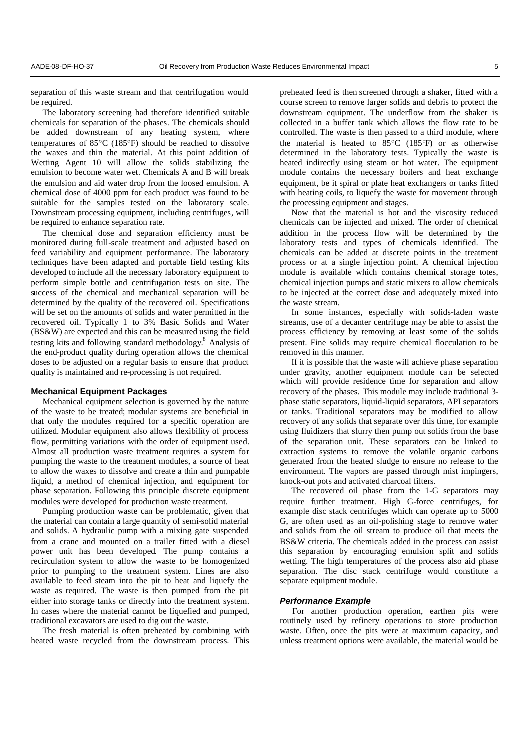separation of this waste stream and that centrifugation would be required.

The laboratory screening had therefore identified suitable chemicals for separation of the phases. The chemicals should be added downstream of any heating system, where temperatures of 85°C (185°F) should be reached to dissolve the waxes and thin the material. At this point addition of Wetting Agent 10 will allow the solids stabilizing the emulsion to become water wet. Chemicals A and B will break the emulsion and aid water drop from the loosed emulsion. A chemical dose of 4000 ppm for each product was found to be suitable for the samples tested on the laboratory scale. Downstream processing equipment, including centrifuges, will be required to enhance separation rate.

The chemical dose and separation efficiency must be monitored during full-scale treatment and adjusted based on feed variability and equipment performance. The laboratory techniques have been adapted and portable field testing kits developed to include all the necessary laboratory equipment to perform simple bottle and centrifugation tests on site. The success of the chemical and mechanical separation will be determined by the quality of the recovered oil. Specifications will be set on the amounts of solids and water permitted in the recovered oil. Typically 1 to 3% Basic Solids and Water (BS&W) are expected and this can be measured using the field testing kits and following standard methodology.[8] Analysis of the end-product quality during operation allows the chemical doses to be adjusted on a regular basis to ensure that product quality is maintained and re-processing is not required.

## Mechanical Equipment Packages

Mechanical equipment selection is governed by the nature of the waste to be treated; modular systems are beneficial in that only the modules required for a specific operation are utilized. Modular equipment also allows flexibility of process flow, permitting variations with the order of equipment used. Almost all production waste treatment requires a system for pumping the waste to the treatment modules, a source of heat to allow the waxes to dissolve and create a thin and pumpable liquid, a method of chemical injection, and equipment for phase separation. Following this principle discrete equipment modules were developed for production waste treatment.

Pumping production waste can be problematic, given that the material can contain a large quantity of semi-solid material and solids. A hydraulic pump with a mixing gate suspended from a crane and mounted on a trailer fitted with a diesel power unit has been developed. The pump contains a recirculation system to allow the waste to be homogenized prior to pumping to the treatment system. Lines are also available to feed steam into the pit to heat and liquefy the waste as required. The waste is then pumped from the pit either into storage tanks or directly into the treatment system. In cases where the material cannot be liquefied and pumped, traditional excavators are used to dig out the waste.

The fresh material is often preheated by combining with heated waste recycled from the downstream process. This preheated feed is then screened through a shaker, fitted with a course screen to remove larger solids and debris to protect the downstream equipment. The underflow from the shaker is collected in a buffer tank which allows the flow rate to be controlled. The waste is then passed to a third module, where the material is heated to 85°C (185°F) or as otherwise determined in the laboratory tests. Typically the waste is heated indirectly using steam or hot water. The equipment module contains the necessary boilers and heat exchange equipment, be it spiral or plate heat exchangers or tanks fitted with heating coils, to liquefy the waste for movement through the processing equipment and stages.

Now that the material is hot and the viscosity reduced chemicals can be injected and mixed. The order of chemical addition in the process flow will be determined by the laboratory tests and types of chemicals identified. The chemicals can be added at discrete points in the treatment process or at a single injection point. A chemical injection module is available which contains chemical storage totes, chemical injection pumps and static mixers to allow chemicals to be injected at the correct dose and adequately mixed into the waste stream.

In some instances, especially with solids-laden waste streams, use of a decanter centrifuge may be able to assist the process efficiency by removing at least some of the solids present. Fine solids may require chemical flocculation to be removed in this manner.

If it is possible that the waste will achieve phase separation under gravity, another equipment module can be selected which will provide residence time for separation and allow recovery of the phases. This module may include traditional 3-phase static separators, liquid-liquid separators, API separators or tanks. Traditional separators may be modified to allow recovery of any solids that separate over this time, for example using fluidizers that slurry then pump out solids from the base of the separation unit. These separators can be linked to extraction systems to remove the volatile organic carbons generated from the heated sludge to ensure no release to the environment. The vapors are passed through mist impingers, knock-out pots and activated charcoal filters.

The recovered oil phase from the 1-G separators may require further treatment. High G-force centrifuges, for example disc stack centrifuges which can operate up to 5000 G, are often used as an oil-polishing stage to remove water and solids from the oil stream to produce oil that meets the BS&W criteria. The chemicals added in the process can assist this separation by encouraging emulsion split and solids wetting. The high temperatures of the process also aid phase separation. The disc stack centrifuge would constitute a separate equipment module.

### *Performance Example*

For another production operation, earthen pits were routinely used by refinery operations to store production waste. Often, once the pits were at maximum capacity, and unless treatment options were available, the material would be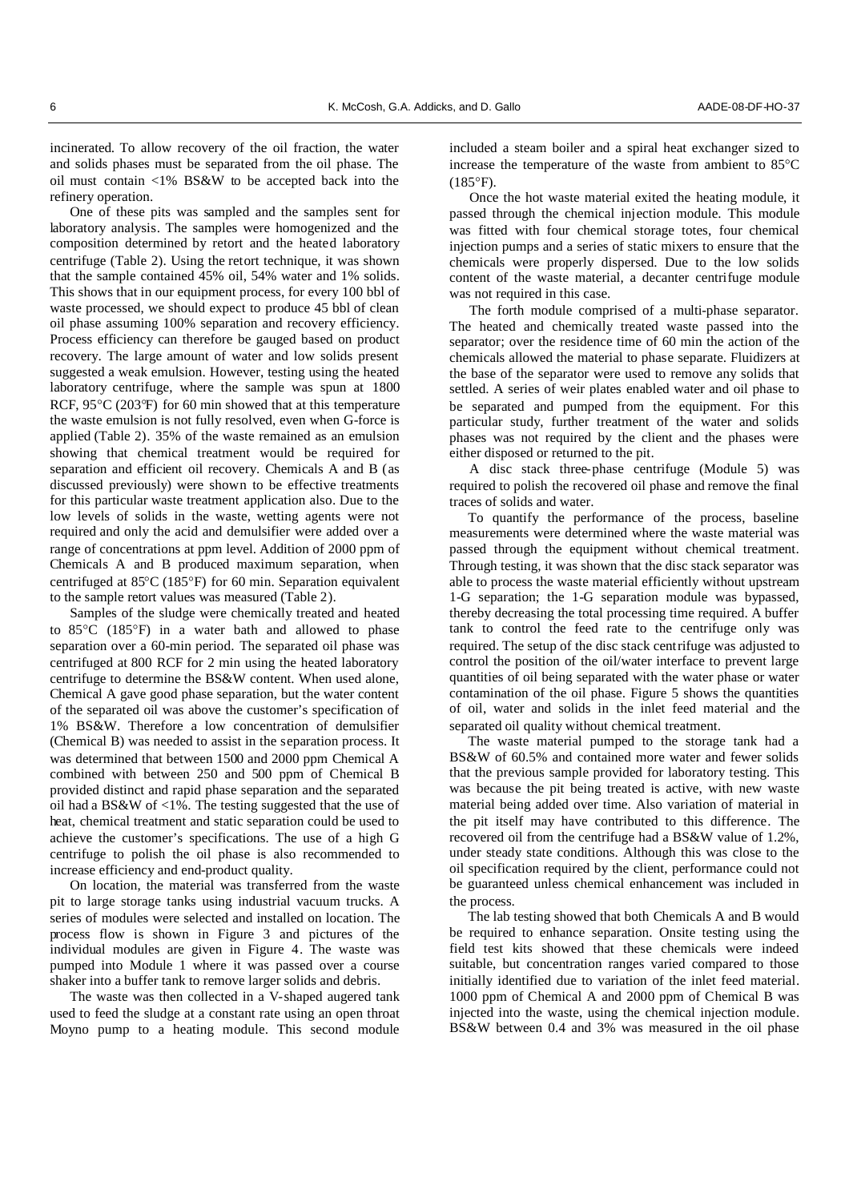incinerated. To allow recovery of the oil fraction, the water and solids phases must be separated from the oil phase. The oil must contain <1% BS&W to be accepted back into the refinery operation.

One of these pits was sampled and the samples sent for laboratory analysis. The samples were homogenized and the composition determined by retort and the heated laboratory centrifuge (Table 2). Using the retort technique, it was shown that the sample contained 45% oil, 54% water and 1% solids. This shows that in our equipment process, for every 100 bbl of waste processed, we should expect to produce 45 bbl of clean oil phase assuming 100% separation and recovery efficiency. Process efficiency can therefore be gauged based on product recovery. The large amount of water and low solids present suggested a weak emulsion. However, testing using the heated laboratory centrifuge, where the sample was spun at 1800 RCF, 95°C (203°F) for 60 min showed that at this temperature the waste emulsion is not fully resolved, even when G-force is applied (Table 2). 35% of the waste remained as an emulsion showing that chemical treatment would be required for separation and efficient oil recovery. Chemicals A and B (as discussed previously) were shown to be effective treatments for this particular waste treatment application also. Due to the low levels of solids in the waste, wetting agents were not required and only the acid and demulsifier were added over a range of concentrations at ppm level. Addition of 2000 ppm of Chemicals A and B produced maximum separation, when centrifuged at 85°C (185°F) for 60 min. Separation equivalent to the sample retort values was measured (Table 2).

Samples of the sludge were chemically treated and heated to 85°C (185°F) in a water bath and allowed to phase separation over a 60-min period. The separated oil phase was centrifuged at 800 RCF for 2 min using the heated laboratory centrifuge to determine the BS&W content. When used alone, Chemical A gave good phase separation, but the water content of the separated oil was above the customer's specification of 1% BS&W. Therefore a low concentration of demulsifier (Chemical B) was needed to assist in the separation process. It was determined that between 1500 and 2000 ppm Chemical A combined with between 250 and 500 ppm of Chemical B provided distinct and rapid phase separation and the separated oil had a BS&W of <1%. The testing suggested that the use of heat, chemical treatment and static separation could be used to achieve the customer's specifications. The use of a high G centrifuge to polish the oil phase is also recommended to increase efficiency and end-product quality.

On location, the material was transferred from the waste pit to large storage tanks using industrial vacuum trucks. A series of modules were selected and installed on location. The process flow is shown in Figure 3 and pictures of the individual modules are given in Figure 4. The waste was pumped into Module 1 where it was passed over a course shaker into a buffer tank to remove larger solids and debris.

The waste was then collected in a V-shaped augered tank used to feed the sludge at a constant rate using an open throat Moyno pump to a heating module. This second module included a steam boiler and a spiral heat exchanger sized to increase the temperature of the waste from ambient to 85°C (185°F).

Once the hot waste material exited the heating module, it passed through the chemical injection module. This module was fitted with four chemical storage totes, four chemical injection pumps and a series of static mixers to ensure that the chemicals were properly dispersed. Due to the low solids content of the waste material, a decanter centrifuge module was not required in this case.

The forth module comprised of a multi-phase separator. The heated and chemically treated waste passed into the separator; over the residence time of 60 min the action of the chemicals allowed the material to phase separate. Fluidizers at the base of the separator were used to remove any solids that settled. A series of weir plates enabled water and oil phase to be separated and pumped from the equipment. For this particular study, further treatment of the water and solids phases was not required by the client and the phases were either disposed or returned to the pit.

A disc stack three-phase centrifuge (Module 5) was required to polish the recovered oil phase and remove the final traces of solids and water.

To quantify the performance of the process, baseline measurements were determined where the waste material was passed through the equipment without chemical treatment. Through testing, it was shown that the disc stack separator was able to process the waste material efficiently without upstream 1-G separation; the 1-G separation module was bypassed, thereby decreasing the total processing time required. A buffer tank to control the feed rate to the centrifuge only was required. The setup of the disc stack centrifuge was adjusted to control the position of the oil/water interface to prevent large quantities of oil being separated with the water phase or water contamination of the oil phase. Figure 5 shows the quantities of oil, water and solids in the inlet feed material and the separated oil quality without chemical treatment.

The waste material pumped to the storage tank had a BS&W of 60.5% and contained more water and fewer solids that the previous sample provided for laboratory testing. This was because the pit being treated is active, with new waste material being added over time. Also variation of material in the pit itself may have contributed to this difference. The recovered oil from the centrifuge had a BS&W value of 1.2%, under steady state conditions. Although this was close to the oil specification required by the client, performance could not be guaranteed unless chemical enhancement was included in the process.

The lab testing showed that both Chemicals A and B would be required to enhance separation. Onsite testing using the field test kits showed that these chemicals were indeed suitable, but concentration ranges varied compared to those initially identified due to variation of the inlet feed material. 1000 ppm of Chemical A and 2000 ppm of Chemical B was injected into the waste, using the chemical injection module. BS&W between 0.4 and 3% was measured in the oil phase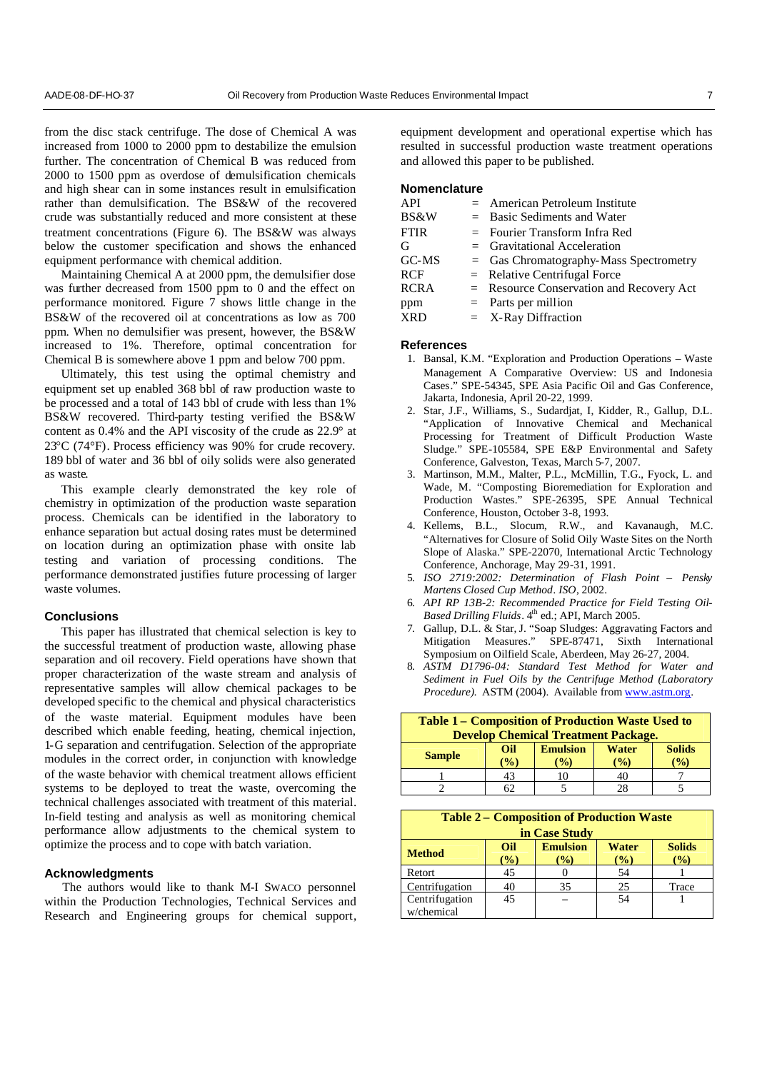from the disc stack centrifuge. The dose of Chemical A was increased from 1000 to 2000 ppm to destabilize the emulsion further. The concentration of Chemical B was reduced from 2000 to 1500 ppm as overdose of demulsification chemicals and high shear can in some instances result in emulsification rather than demulsification. The BS&W of the recovered crude was substantially reduced and more consistent at these treatment concentrations (Figure 6). The BS&W was always below the customer specification and shows the enhanced equipment performance with chemical addition.

Maintaining Chemical A at 2000 ppm, the demulsifier dose was further decreased from 1500 ppm to 0 and the effect on performance monitored. Figure 7 shows little change in the BS&W of the recovered oil at concentrations as low as 700 ppm. When no demulsifier was present, however, the BS&W increased to 1%. Therefore, optimal concentration for Chemical B is somewhere above 1 ppm and below 700 ppm.

Ultimately, this test using the optimal chemistry and equipment set up enabled 368 bbl of raw production waste to be processed and a total of 143 bbl of crude with less than 1% BS&W recovered. Third-party testing verified the BS&W content as 0.4% and the API viscosity of the crude as 22.9° at 23°C (74°F). Process efficiency was 90% for crude recovery. 189 bbl of water and 36 bbl of oily solids were also generated as waste.

This example clearly demonstrated the key role of chemistry in optimization of the production waste separation process. Chemicals can be identified in the laboratory to enhance separation but actual dosing rates must be determined on location during an optimization phase with onsite lab testing and variation of processing conditions. The performance demonstrated justifies future processing of larger waste volumes.

## Conclusions

This paper has illustrated that chemical selection is key to the successful treatment of production waste, allowing phase separation and oil recovery. Field operations have shown that proper characterization of the waste stream and analysis of representative samples will allow chemical packages to be developed specific to the chemical and physical characteristics of the waste material. Equipment modules have been described which enable feeding, heating, chemical injection, 1-G separation and centrifugation. Selection of the appropriate modules in the correct order, in conjunction with knowledge of the waste behavior with chemical treatment allows efficient systems to be deployed to treat the waste, overcoming the technical challenges associated with treatment of this material. In-field testing and analysis as well as monitoring chemical performance allow adjustments to the chemical system to optimize the process and to cope with batch variation.

## Acknowledgments

The authors would like to thank M-I SWACO personnel within the Production Technologies, Technical Services and Research and Engineering groups for chemical support, equipment development and operational expertise which has resulted in successful production waste treatment operations and allowed this paper to be published.

## Nomenclature

API = American Petroleum Institute
BS&W = Basic Sediments and Water
FTIR = Fourier Transform Infra Red
G = Gravitational Acceleration
GC-MS = Gas Chromatography-Mass Spectrometry
RCF = Relative Centrifugal Force
RCRA = Resource Conservation and Recovery Act
ppm = Parts per million
XRD = X-Ray Diffraction

## References

1. Bansal, K.M. "Exploration and Production Operations – Waste Management A Comparative Overview: US and Indonesia Cases." SPE-54345, SPE Asia Pacific Oil and Gas Conference, Jakarta, Indonesia, April 20-22, 1999.
2. Star, J.F., Williams, S., Sudardjat, I, Kidder, R., Gallup, D.L. "Application of Innovative Chemical and Mechanical Processing for Treatment of Difficult Production Waste Sludge." SPE-105584, SPE E&P Environmental and Safety Conference, Galveston, Texas, March 5-7, 2007.
3. Martinson, M.M., Malter, P.L., McMillin, T.G., Fyock, L. and Wade, M. "Composting Bioremediation for Exploration and Production Wastes." SPE-26395, SPE Annual Technical Conference, Houston, October 3-8, 1993.
4. Kellems, B.L., Slocum, R.W., and Kavanaugh, M.C. "Alternatives for Closure of Solid Oily Waste Sites on the North Slope of Alaska." SPE-22070, International Arctic Technology Conference, Anchorage, May 29-31, 1991.
5. *ISO 2719:2002: Determination of Flash Point – Pensky Martens Closed Cup Method*. *ISO*, 2002.
6. *API RP 13B-2: Recommended Practice for Field Testing Oil-Based Drilling Fluids*. 4th ed.; API, March 2005.
7. Gallup, D.L. & Star, J. "Soap Sludges: Aggravating Factors and Mitigation Measures." SPE-87471, Sixth International Symposium on Oilfield Scale, Aberdeen, May 26-27, 2004.
8. *ASTM D1796-04: Standard Test Method for Water and Sediment in Fuel Oils by the Centrifuge Method (Laboratory Procedure).* ASTM (2004). Available from www.astm.org.

**Table 1 – Composition of Production Waste Used to Develop Chemical Treatment Package.**

| Sample | Oil (%) | Emulsion (%) | Water (%) | Solids (%) |
|---|---|---|---|---|
| 1 | 43 | 10 | 40 | 7 |
| 2 | 62 | 5 | 28 | 5 |

**Table 2 – Composition of Production Waste in Case Study**

| Method | Oil (%) | Emulsion (%) | Water (%) | Solids (%) |
|---|---|---|---|---|
| Retort | 45 | 0 | 54 | 1 |
| Centrifugation | 40 | 35 | 25 | Trace |
| Centrifugation w/chemical | 45 | – | 54 | 1 |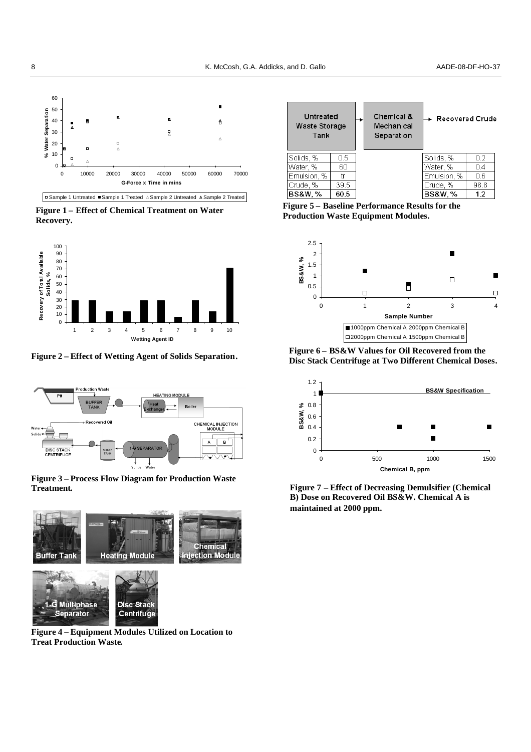60
50
40
30
20
10
0

% Water Separation

0 10000 20000 30000 40000 50000 60000 70000

G-Force x Time in mins

Sample 1 Untreated ■ Sample 1 Treated △ Sample 2 Untreated ▲ Sample 2 Treated

**Figure 1 – Effect of Chemical Treatment on Water Recovery.**

100
90
80
70
60
50
40
30
20
10
0

Recovery of Total Available Solids, %

1 2 3 4 5 6 7 8 9 10

Wetting Agent ID

**Figure 2 – Effect of Wetting Agent of Solids Separation.**

Production Waste

Pit

BUFFER TANK

HEATING MODULE

Heat Exchanger

Boiler

Recovered Oil

Water

Solids

CHEMICAL INJECTION MODULE

A B

DISC STACK CENTRIFUGE

SURGE TANK

1-G SEPARATOR

Solids Water

**Figure 3 – Process Flow Diagram for Production Waste Treatment.**

Buffer Tank

Heating Module

Chemical Injection Module

1-G Multiphase Separator

Disc Stack Centrifuge

**Figure 4 – Equipment Modules Utilized on Location to Treat Production Waste.**

Untreated Waste Storage Tank → Chemical & Mechanical Separation → Recovered Crude

| Untreated Waste Storage Tank | |
|---|---|
| Solids, % | 0.5 |
| Water, % | 60 |
| Emulsion, % | tr |
| Crude, % | 39.5 |
| **BS&W, %** | **60.5** |

| Recovered Crude | |
|---|---|
| Solids, % | 0.2 |
| Water, % | 0.4 |
| Emulsion, % | 0.6 |
| Crude, % | 98.8 |
| **BS&W, %** | **1.2** |

**Figure 5 – Baseline Performance Results for the Production Waste Equipment Modules.**

2.5
2
1.5
1
0.5
0

BS&W, %

0 1 2 3 4

Sample Number

■ 1000ppm Chemical A, 2000ppm Chemical B
□ 2000ppm Chemical A, 1500ppm Chemical B

**Figure 6 – BS&W Values for Oil Recovered from the Disc Stack Centrifuge at Two Different Chemical Doses.**

1.2
1
0.8
0.6
0.4
0.2
0

BS&W, %

BS&W Specification

0 500 1000 1500

Chemical B, ppm

**Figure 7 – Effect of Decreasing Demulsifier (Chemical B) Dose on Recovered Oil BS&W. Chemical A is maintained at 2000 ppm.**